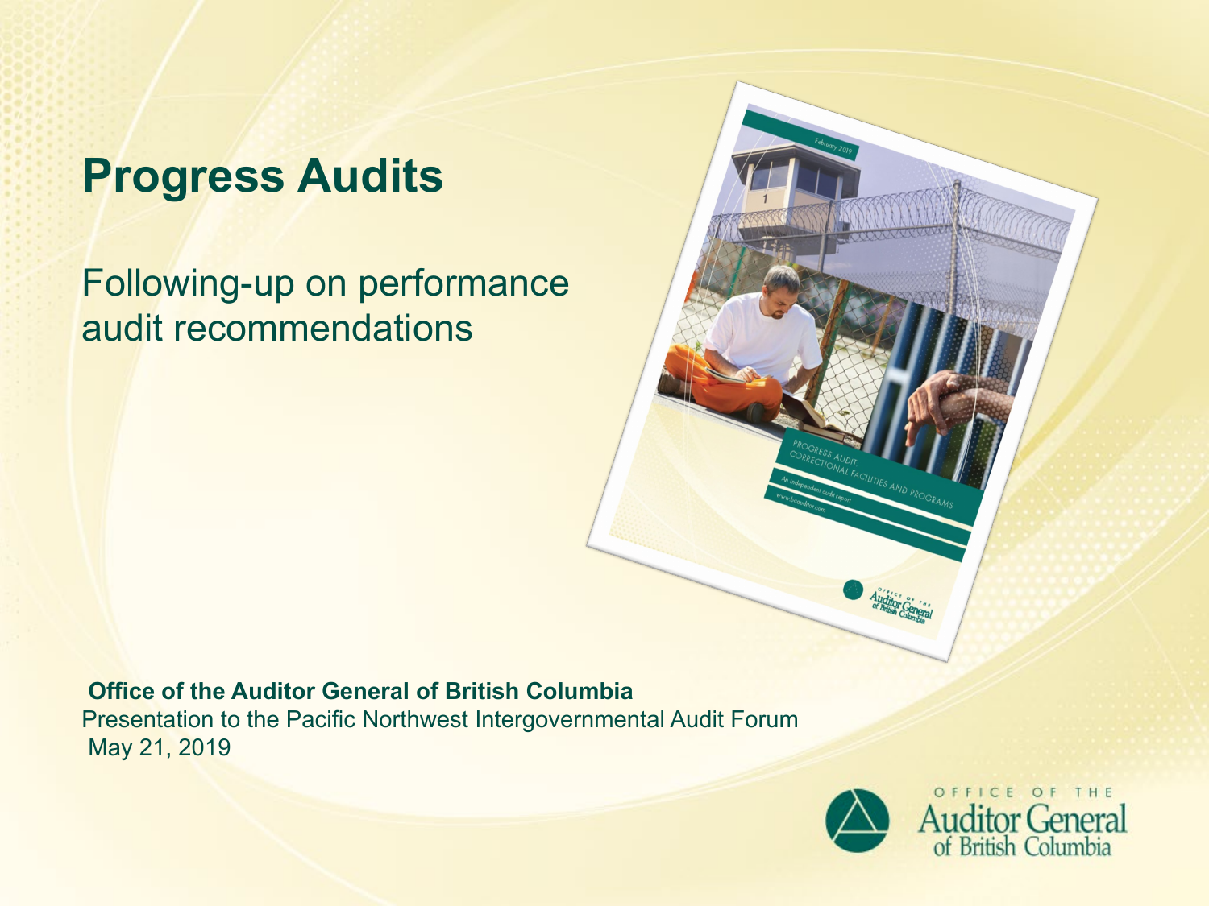# Progress Audits

Following-up on performance audit recommendations

**Office of the Auditor General of British Columbia**

Presentation to the Pacific Northwest Intergovernmental Audit Forum

May 21, 2019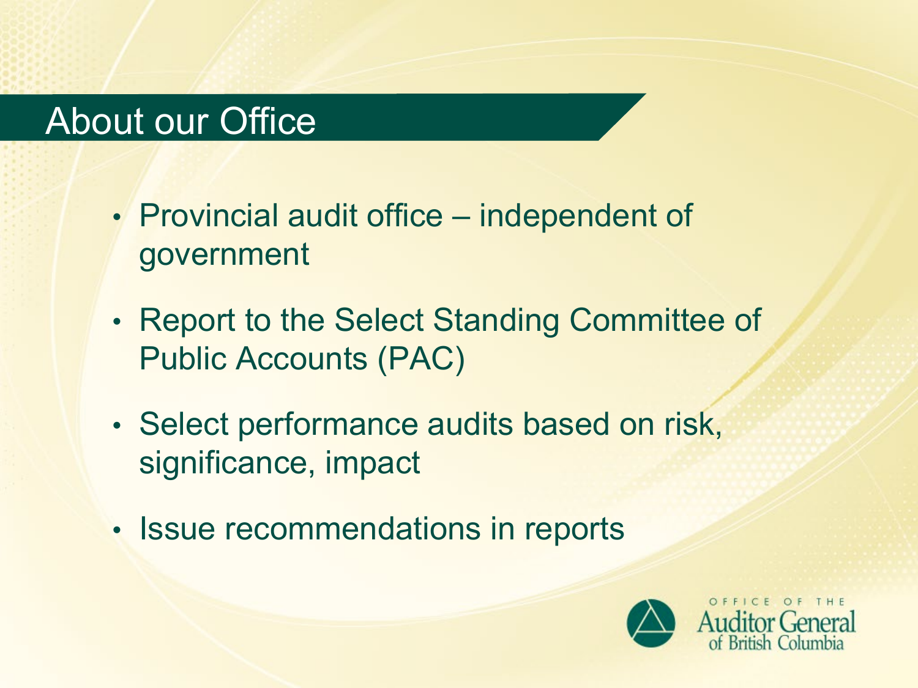# About our Office

- Provincial audit office – independent of government
- Report to the Select Standing Committee of Public Accounts (PAC)
- Select performance audits based on risk, significance, impact
- Issue recommendations in reports

OFFICE OF THE Auditor General of British Columbia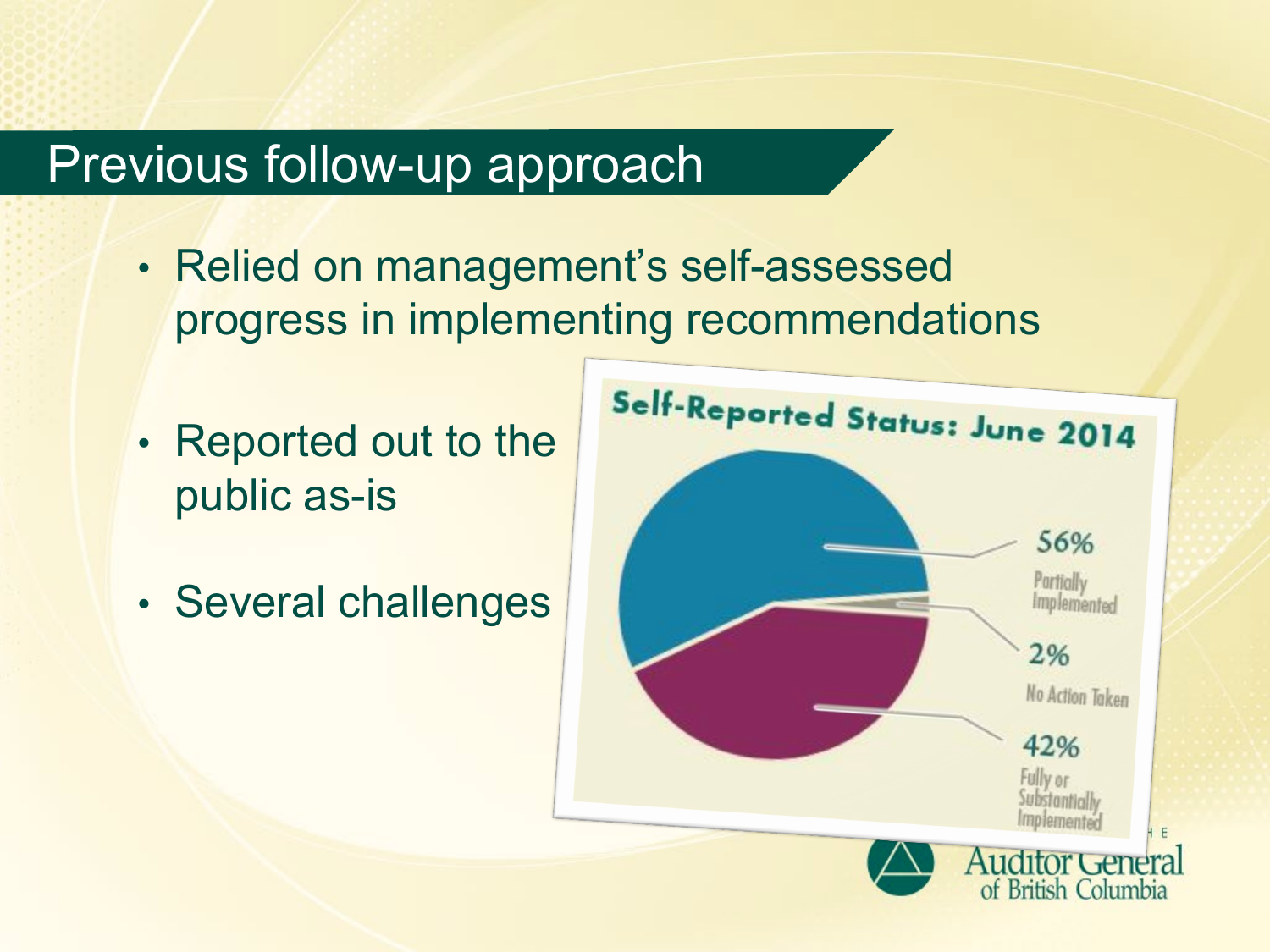# Previous follow-up approach

- Relied on management's self-assessed progress in implementing recommendations
- Reported out to the public as-is
- Several challenges

**Self-Reported Status: June 2014**

- 56% Partially Implemented
- 2% No Action Taken
- 42% Fully or Substantially Implemented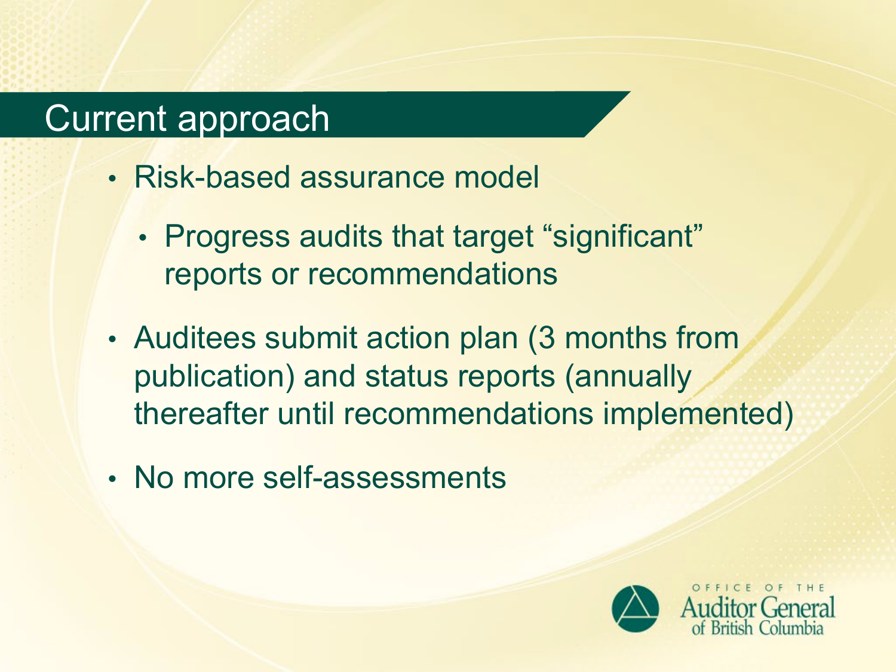# Current approach

- Risk-based assurance model
  - Progress audits that target "significant" reports or recommendations
- Auditees submit action plan (3 months from publication) and status reports (annually thereafter until recommendations implemented)
- No more self-assessments

OFFICE OF THE Auditor General of British Columbia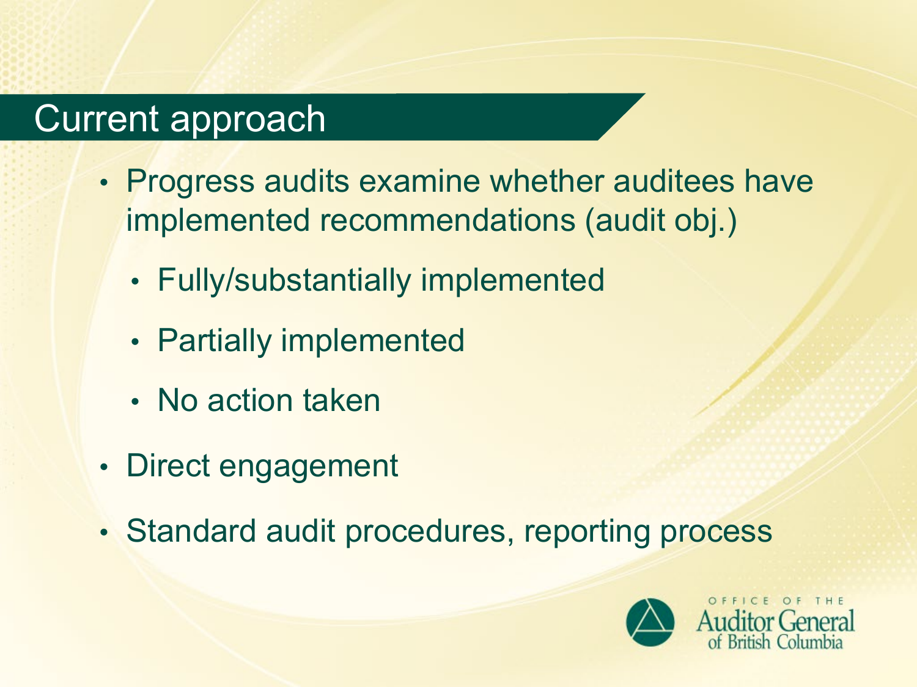## Current approach

- Progress audits examine whether auditees have implemented recommendations (audit obj.)
  - Fully/substantially implemented
  - Partially implemented
  - No action taken
- Direct engagement
- Standard audit procedures, reporting process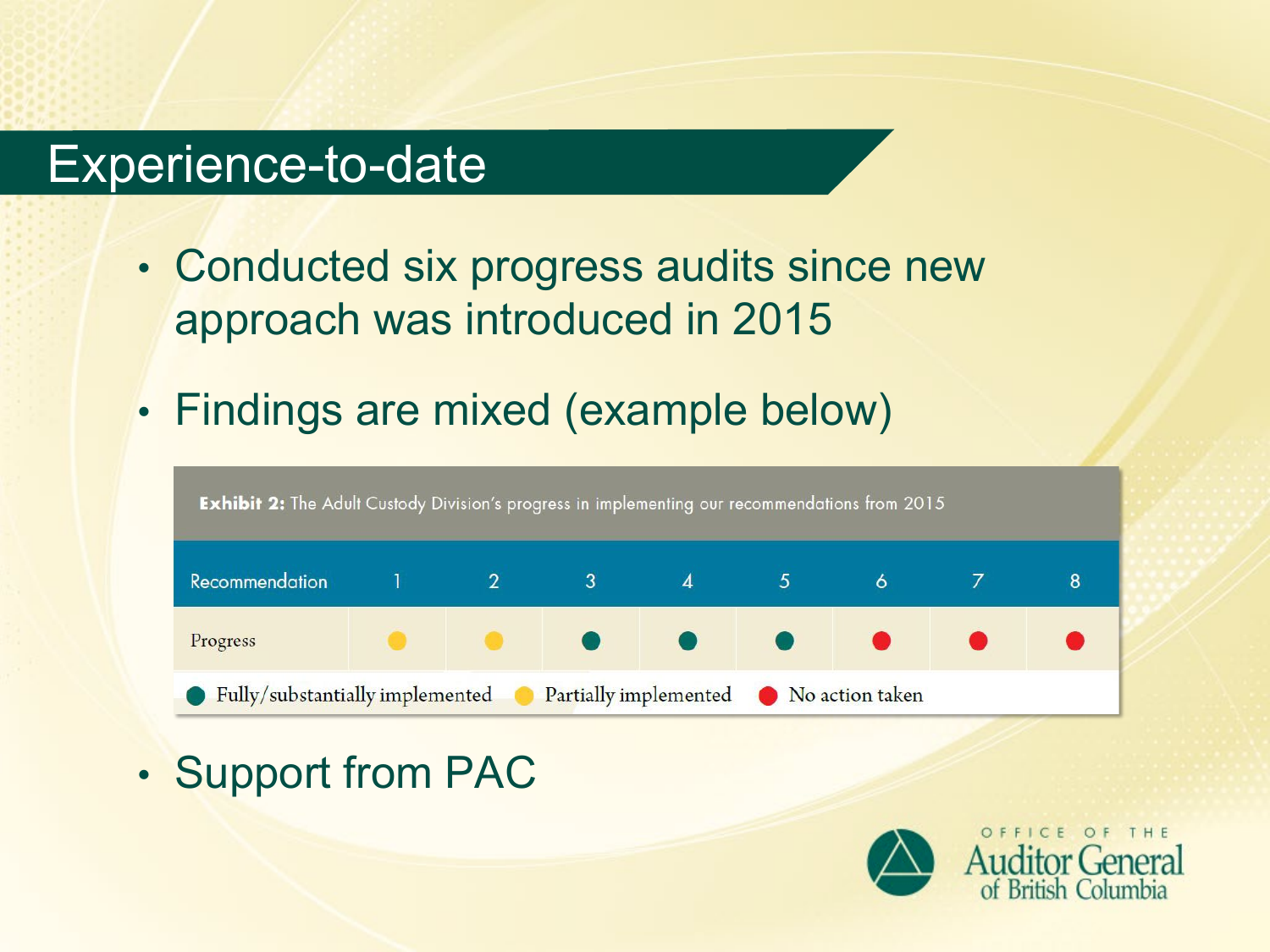# Experience-to-date

- Conducted six progress audits since new approach was introduced in 2015
- Findings are mixed (example below)

**Exhibit 2:** The Adult Custody Division's progress in implementing our recommendations from 2015

| Recommendation | 1 | 2 | 3 | 4 | 5 | 6 | 7 | 8 |
|---|---|---|---|---|---|---|---|---|
| Progress | Partially implemented | Partially implemented | Fully/substantially implemented | Fully/substantially implemented | Fully/substantially implemented | No action taken | No action taken | No action taken |

Fully/substantially implemented · Partially implemented · No action taken

- Support from PAC

OFFICE OF THE Auditor General of British Columbia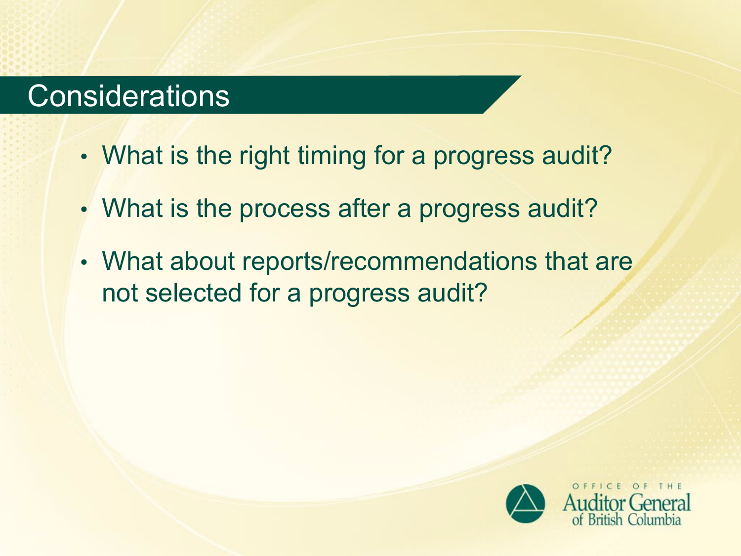# Considerations

- What is the right timing for a progress audit?
- What is the process after a progress audit?
- What about reports/recommendations that are not selected for a progress audit?

OFFICE OF THE
Auditor General
of British Columbia